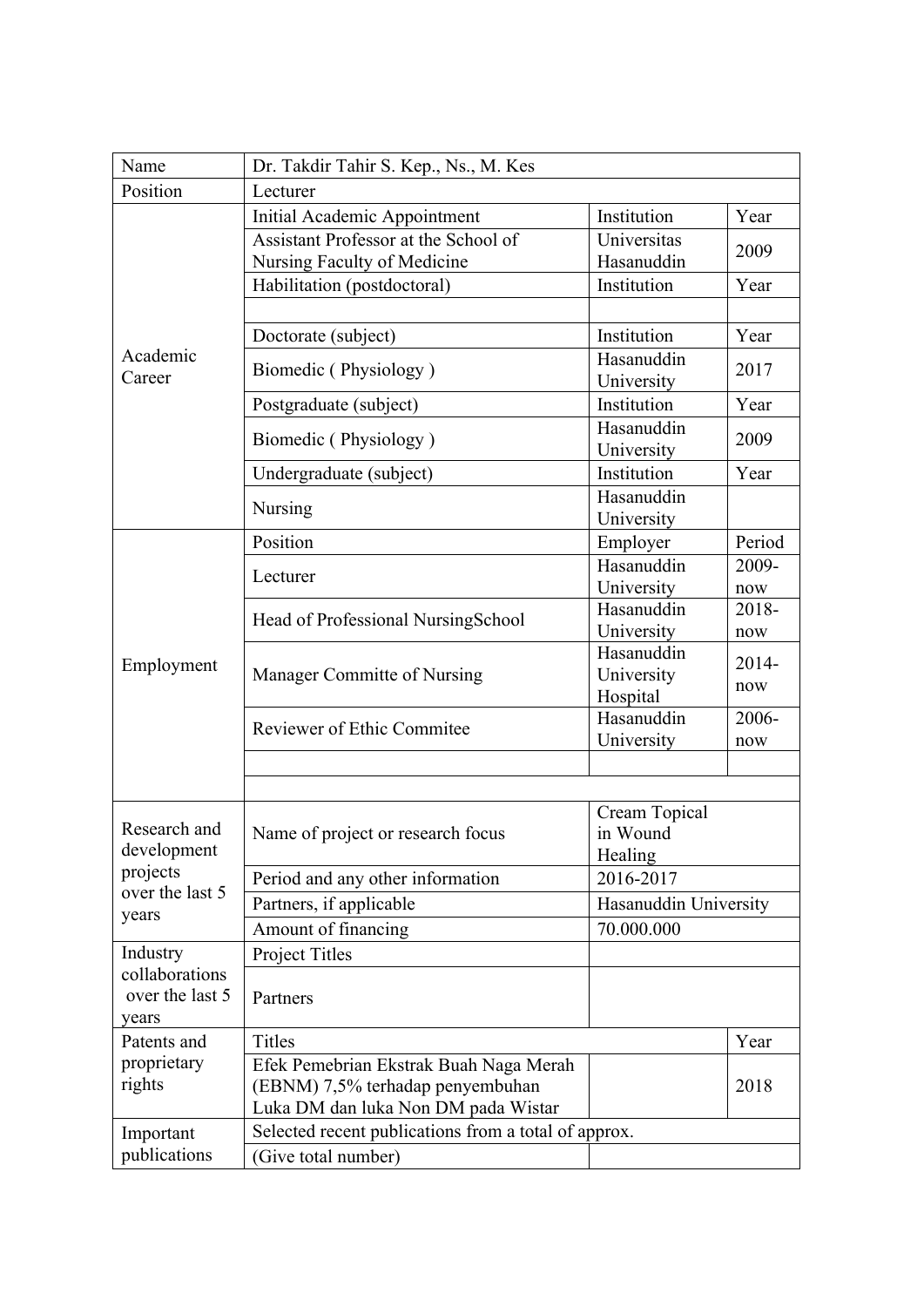| Name | Dr. Takdir Tahir S. Kep., Ns., M. Kes | | |
|---|---|---|---|
| Position | Lecturer | | |
| Academic Career | Initial Academic Appointment | Institution | Year |
| | Assistant Professor at the School of Nursing Faculty of Medicine | Universitas Hasanuddin | 2009 |
| | Habilitation (postdoctoral) | Institution | Year |
| | | | |
| | Doctorate (subject) | Institution | Year |
| | Biomedic ( Physiology ) | Hasanuddin University | 2017 |
| | Postgraduate (subject) | Institution | Year |
| | Biomedic ( Physiology ) | Hasanuddin University | 2009 |
| | Undergraduate (subject) | Institution | Year |
| | Nursing | Hasanuddin University | |
| Employment | Position | Employer | Period |
| | Lecturer | Hasanuddin University | 2009-now |
| | Head of Professional NursingSchool | Hasanuddin University | 2018-now |
| | Manager Committe of Nursing | Hasanuddin University Hospital | 2014-now |
| | Reviewer of Ethic Commitee | Hasanuddin University | 2006-now |
| | | | |
| | | | |
| Research and development projects over the last 5 years | Name of project or research focus | Cream Topical in Wound Healing | |
| | Period and any other information | 2016-2017 | |
| | Partners, if applicable | Hasanuddin University | |
| | Amount of financing | 70.000.000 | |
| Industry collaborations over the last 5 years | Project Titles | | |
| | Partners | | |
| Patents and proprietary rights | Titles | | Year |
| | Efek Pemebrian Ekstrak Buah Naga Merah (EBNM) 7,5% terhadap penyembuhan Luka DM dan luka Non DM pada Wistar | | 2018 |
| Important publications | Selected recent publications from a total of approx. | | |
| | (Give total number) | | |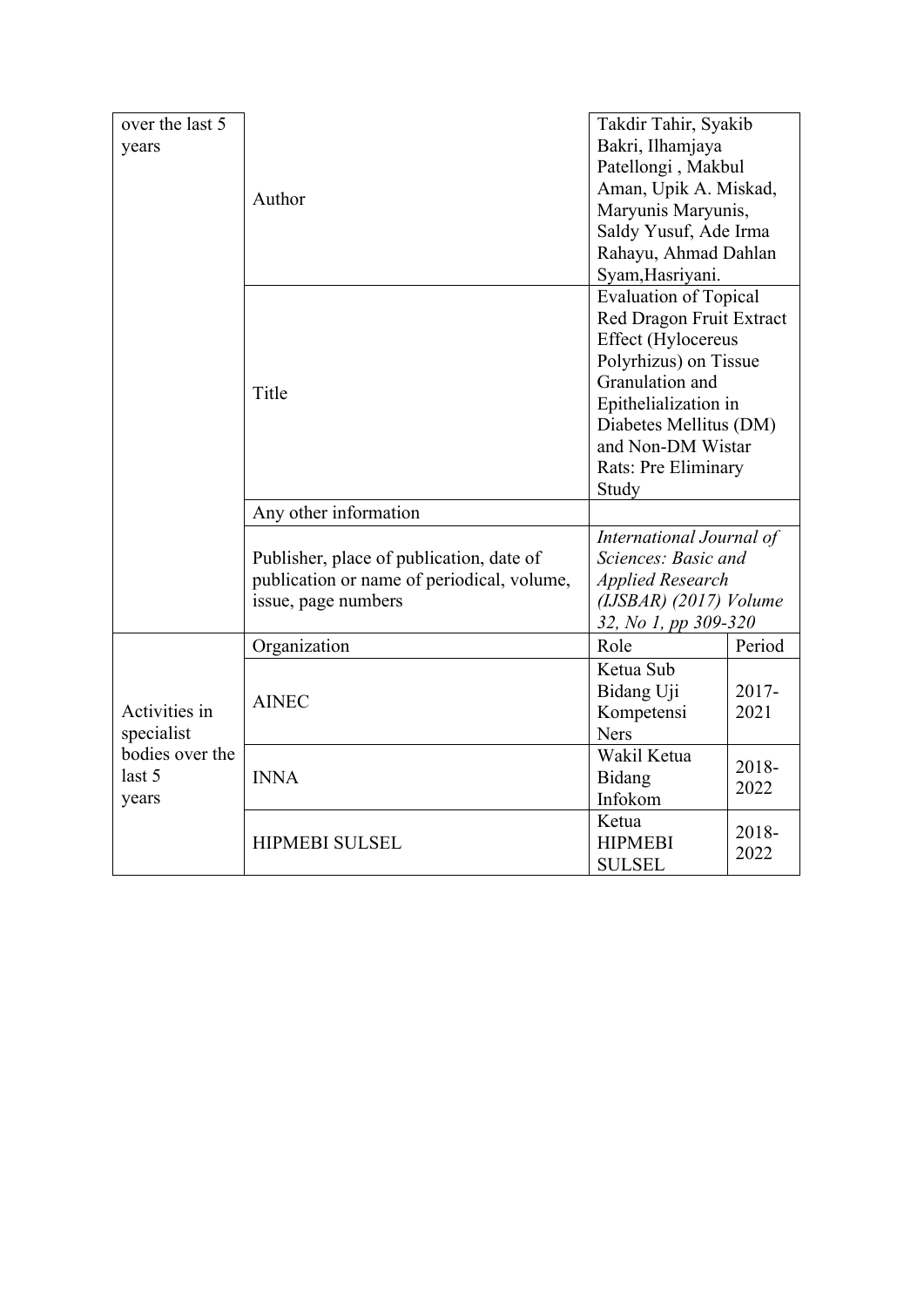| | | | |
|---|---|---|---|
| over the last 5 years | Author | Takdir Tahir, Syakib Bakri, Ilhamjaya Patellongi , Makbul Aman, Upik A. Miskad, Maryunis Maryunis, Saldy Yusuf, Ade Irma Rahayu, Ahmad Dahlan Syam,Hasriyani. | |
| | Title | Evaluation of Topical Red Dragon Fruit Extract Effect (Hylocereus Polyrhizus) on Tissue Granulation and Epithelialization in Diabetes Mellitus (DM) and Non-DM Wistar Rats: Pre Eliminary Study | |
| | Any other information | | |
| | Publisher, place of publication, date of publication or name of periodical, volume, issue, page numbers | *International Journal of Sciences: Basic and Applied Research (IJSBAR) (2017) Volume 32, No 1, pp 309-320* | |
| Activities in specialist bodies over the last 5 years | Organization | Role | Period |
| | AINEC | Ketua Sub Bidang Uji Kompetensi Ners | 2017-2021 |
| | INNA | Wakil Ketua Bidang Infokom | 2018-2022 |
| | HIPMEBI SULSEL | Ketua HIPMEBI SULSEL | 2018-2022 |